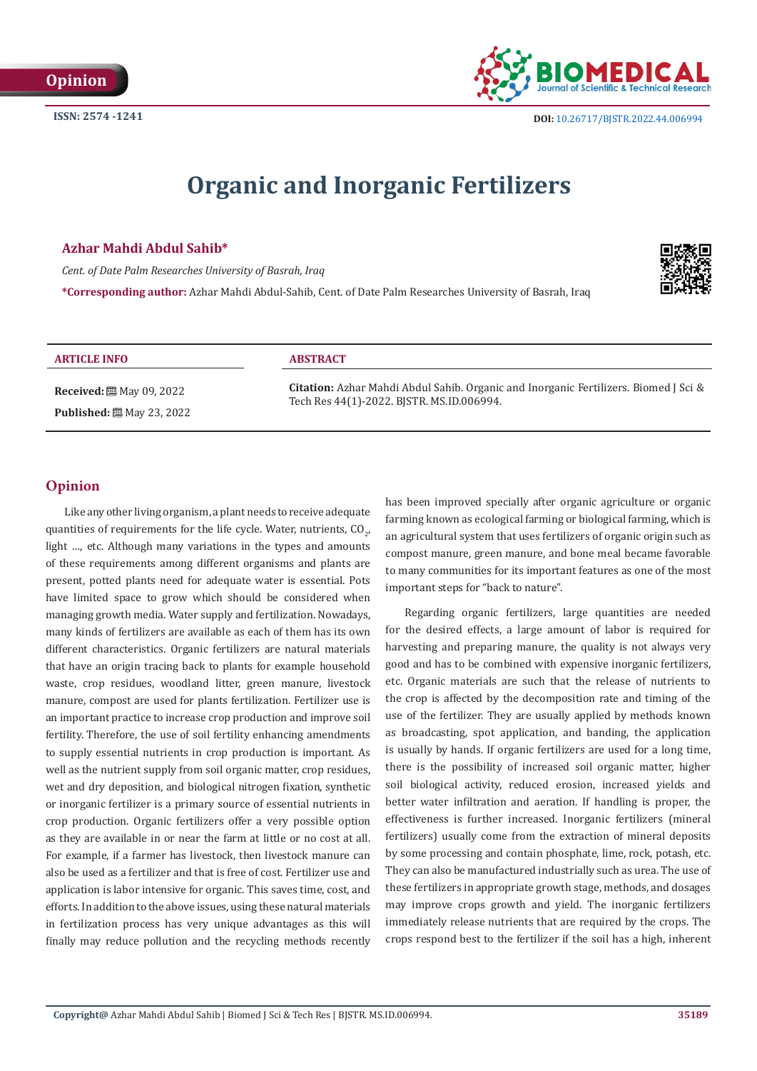Opinion

ISSN: 2574 -1241

DOI: 10.26717/BJSTR.2022.44.006994

# Organic and Inorganic Fertilizers

**Azhar Mahdi Abdul Sahib***

*Cent. of Date Palm Researches University of Basrah, Iraq*

***Corresponding author:** Azhar Mahdi Abdul-Sahib, Cent. of Date Palm Researches University of Basrah, Iraq

**ARTICLE INFO**

**Received:** May 09, 2022

**Published:** May 23, 2022

**ABSTRACT**

**Citation:** Azhar Mahdi Abdul Sahib. Organic and Inorganic Fertilizers. Biomed J Sci & Tech Res 44(1)-2022. BJSTR. MS.ID.006994.

## Opinion

Like any other living organism, a plant needs to receive adequate quantities of requirements for the life cycle. Water, nutrients, $CO_2$, light …, etc. Although many variations in the types and amounts of these requirements among different organisms and plants are present, potted plants need for adequate water is essential. Pots have limited space to grow which should be considered when managing growth media. Water supply and fertilization. Nowadays, many kinds of fertilizers are available as each of them has its own different characteristics. Organic fertilizers are natural materials that have an origin tracing back to plants for example household waste, crop residues, woodland litter, green manure, livestock manure, compost are used for plants fertilization. Fertilizer use is an important practice to increase crop production and improve soil fertility. Therefore, the use of soil fertility enhancing amendments to supply essential nutrients in crop production is important. As well as the nutrient supply from soil organic matter, crop residues, wet and dry deposition, and biological nitrogen fixation, synthetic or inorganic fertilizer is a primary source of essential nutrients in crop production. Organic fertilizers offer a very possible option as they are available in or near the farm at little or no cost at all. For example, if a farmer has livestock, then livestock manure can also be used as a fertilizer and that is free of cost. Fertilizer use and application is labor intensive for organic. This saves time, cost, and efforts. In addition to the above issues, using these natural materials in fertilization process has very unique advantages as this will finally may reduce pollution and the recycling methods recently has been improved specially after organic agriculture or organic farming known as ecological farming or biological farming, which is an agricultural system that uses fertilizers of organic origin such as compost manure, green manure, and bone meal became favorable to many communities for its important features as one of the most important steps for "back to nature".

Regarding organic fertilizers, large quantities are needed for the desired effects, a large amount of labor is required for harvesting and preparing manure, the quality is not always very good and has to be combined with expensive inorganic fertilizers, etc. Organic materials are such that the release of nutrients to the crop is affected by the decomposition rate and timing of the use of the fertilizer. They are usually applied by methods known as broadcasting, spot application, and banding, the application is usually by hands. If organic fertilizers are used for a long time, there is the possibility of increased soil organic matter, higher soil biological activity, reduced erosion, increased yields and better water infiltration and aeration. If handling is proper, the effectiveness is further increased. Inorganic fertilizers (mineral fertilizers) usually come from the extraction of mineral deposits by some processing and contain phosphate, lime, rock, potash, etc. They can also be manufactured industrially such as urea. The use of these fertilizers in appropriate growth stage, methods, and dosages may improve crops growth and yield. The inorganic fertilizers immediately release nutrients that are required by the crops. The crops respond best to the fertilizer if the soil has a high, inherent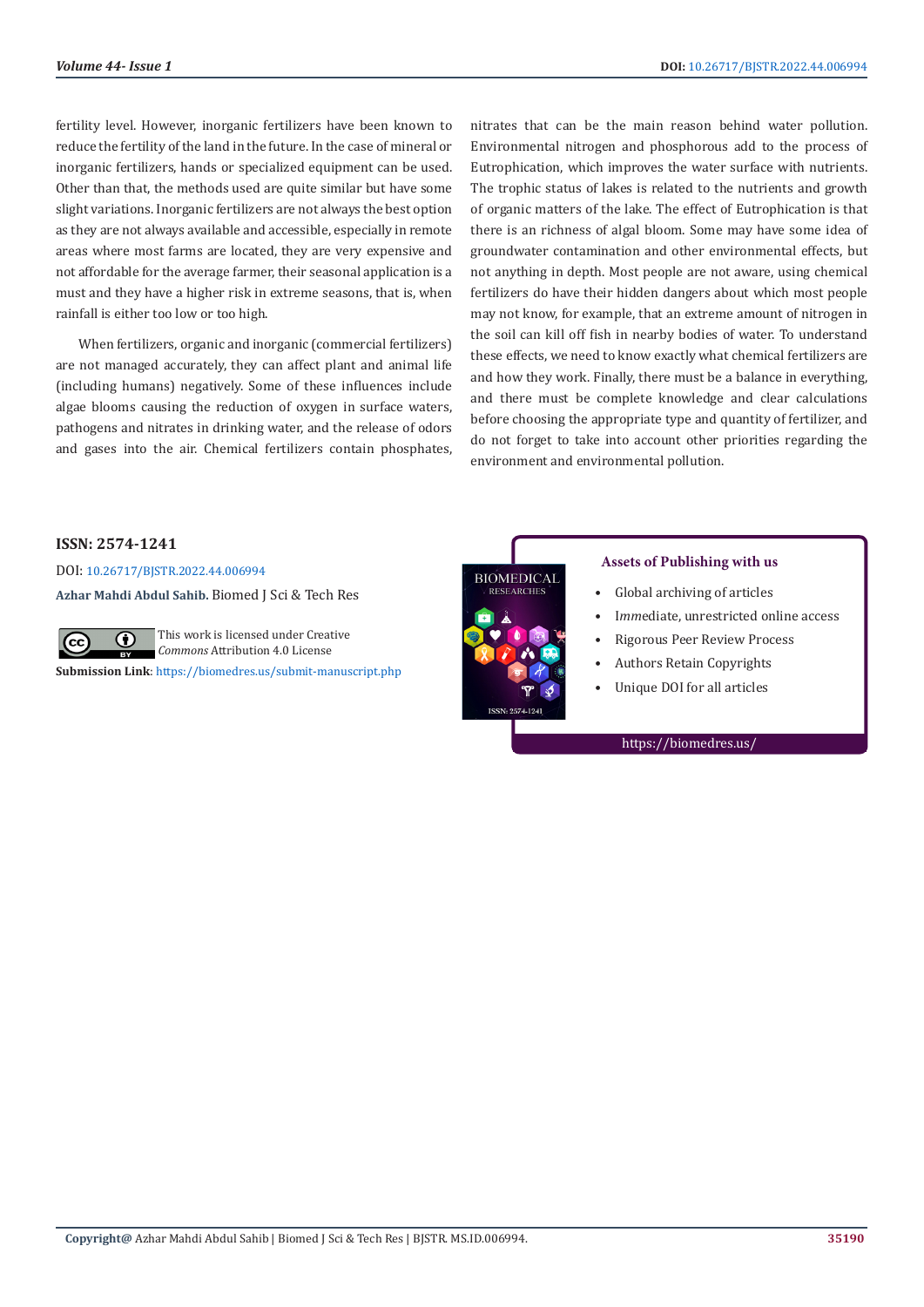fertility level. However, inorganic fertilizers have been known to reduce the fertility of the land in the future. In the case of mineral or inorganic fertilizers, hands or specialized equipment can be used. Other than that, the methods used are quite similar but have some slight variations. Inorganic fertilizers are not always the best option as they are not always available and accessible, especially in remote areas where most farms are located, they are very expensive and not affordable for the average farmer, their seasonal application is a must and they have a higher risk in extreme seasons, that is, when rainfall is either too low or too high.

When fertilizers, organic and inorganic (commercial fertilizers) are not managed accurately, they can affect plant and animal life (including humans) negatively. Some of these influences include algae blooms causing the reduction of oxygen in surface waters, pathogens and nitrates in drinking water, and the release of odors and gases into the air. Chemical fertilizers contain phosphates, nitrates that can be the main reason behind water pollution. Environmental nitrogen and phosphorous add to the process of Eutrophication, which improves the water surface with nutrients. The trophic status of lakes is related to the nutrients and growth of organic matters of the lake. The effect of Eutrophication is that there is an richness of algal bloom. Some may have some idea of groundwater contamination and other environmental effects, but not anything in depth. Most people are not aware, using chemical fertilizers do have their hidden dangers about which most people may not know, for example, that an extreme amount of nitrogen in the soil can kill off fish in nearby bodies of water. To understand these effects, we need to know exactly what chemical fertilizers are and how they work. Finally, there must be a balance in everything, and there must be complete knowledge and clear calculations before choosing the appropriate type and quantity of fertilizer, and do not forget to take into account other priorities regarding the environment and environmental pollution.

**ISSN: 2574-1241**

DOI: 10.26717/BJSTR.2022.44.006994

**Azhar Mahdi Abdul Sahib.** Biomed J Sci & Tech Res

This work is licensed under Creative *Commons* Attribution 4.0 License

**Submission Link**: https://biomedres.us/submit-manuscript.php

**Assets of Publishing with us**

- Global archiving of articles
- Immediate, unrestricted online access
- Rigorous Peer Review Process
- Authors Retain Copyrights
- Unique DOI for all articles

https://biomedres.us/